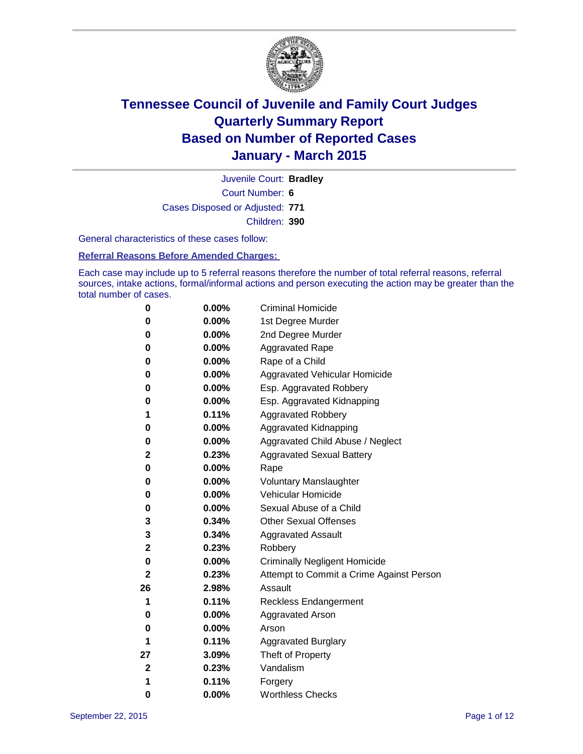# Tennessee Council of Juvenile and Family Court Judges
# Quarterly Summary Report
# Based on Number of Reported Cases
# January - March 2015

Juvenile Court: **Bradley**

Court Number: **6**

Cases Disposed or Adjusted: **771**

Children: **390**

General characteristics of these cases follow:

**Referral Reasons Before Amended Charges:**

Each case may include up to 5 referral reasons therefore the number of total referral reasons, referral sources, intake actions, formal/informal actions and person executing the action may be greater than the total number of cases.

| Count | Percent | Referral Reason |
|---|---|---|
| 0 | 0.00% | Criminal Homicide |
| 0 | 0.00% | 1st Degree Murder |
| 0 | 0.00% | 2nd Degree Murder |
| 0 | 0.00% | Aggravated Rape |
| 0 | 0.00% | Rape of a Child |
| 0 | 0.00% | Aggravated Vehicular Homicide |
| 0 | 0.00% | Esp. Aggravated Robbery |
| 0 | 0.00% | Esp. Aggravated Kidnapping |
| 1 | 0.11% | Aggravated Robbery |
| 0 | 0.00% | Aggravated Kidnapping |
| 0 | 0.00% | Aggravated Child Abuse / Neglect |
| 2 | 0.23% | Aggravated Sexual Battery |
| 0 | 0.00% | Rape |
| 0 | 0.00% | Voluntary Manslaughter |
| 0 | 0.00% | Vehicular Homicide |
| 0 | 0.00% | Sexual Abuse of a Child |
| 3 | 0.34% | Other Sexual Offenses |
| 3 | 0.34% | Aggravated Assault |
| 2 | 0.23% | Robbery |
| 0 | 0.00% | Criminally Negligent Homicide |
| 2 | 0.23% | Attempt to Commit a Crime Against Person |
| 26 | 2.98% | Assault |
| 1 | 0.11% | Reckless Endangerment |
| 0 | 0.00% | Aggravated Arson |
| 0 | 0.00% | Arson |
| 1 | 0.11% | Aggravated Burglary |
| 27 | 3.09% | Theft of Property |
| 2 | 0.23% | Vandalism |
| 1 | 0.11% | Forgery |
| 0 | 0.00% | Worthless Checks |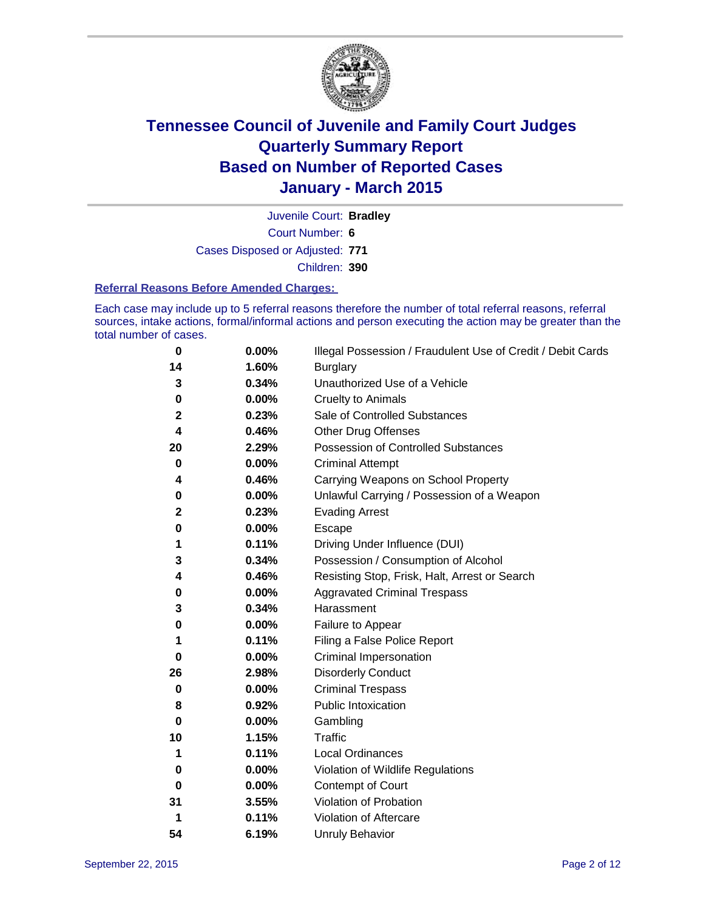# Tennessee Council of Juvenile and Family Court Judges
## Quarterly Summary Report
## Based on Number of Reported Cases
## January - March 2015

Juvenile Court: **Bradley**

Court Number: **6**

Cases Disposed or Adjusted: **771**

Children: **390**

### Referral Reasons Before Amended Charges:

Each case may include up to 5 referral reasons therefore the number of total referral reasons, referral sources, intake actions, formal/informal actions and person executing the action may be greater than the total number of cases.

| Count | Percent | Referral Reason |
|---|---|---|
| 0 | 0.00% | Illegal Possession / Fraudulent Use of Credit / Debit Cards |
| 14 | 1.60% | Burglary |
| 3 | 0.34% | Unauthorized Use of a Vehicle |
| 0 | 0.00% | Cruelty to Animals |
| 2 | 0.23% | Sale of Controlled Substances |
| 4 | 0.46% | Other Drug Offenses |
| 20 | 2.29% | Possession of Controlled Substances |
| 0 | 0.00% | Criminal Attempt |
| 4 | 0.46% | Carrying Weapons on School Property |
| 0 | 0.00% | Unlawful Carrying / Possession of a Weapon |
| 2 | 0.23% | Evading Arrest |
| 0 | 0.00% | Escape |
| 1 | 0.11% | Driving Under Influence (DUI) |
| 3 | 0.34% | Possession / Consumption of Alcohol |
| 4 | 0.46% | Resisting Stop, Frisk, Halt, Arrest or Search |
| 0 | 0.00% | Aggravated Criminal Trespass |
| 3 | 0.34% | Harassment |
| 0 | 0.00% | Failure to Appear |
| 1 | 0.11% | Filing a False Police Report |
| 0 | 0.00% | Criminal Impersonation |
| 26 | 2.98% | Disorderly Conduct |
| 0 | 0.00% | Criminal Trespass |
| 8 | 0.92% | Public Intoxication |
| 0 | 0.00% | Gambling |
| 10 | 1.15% | Traffic |
| 1 | 0.11% | Local Ordinances |
| 0 | 0.00% | Violation of Wildlife Regulations |
| 0 | 0.00% | Contempt of Court |
| 31 | 3.55% | Violation of Probation |
| 1 | 0.11% | Violation of Aftercare |
| 54 | 6.19% | Unruly Behavior |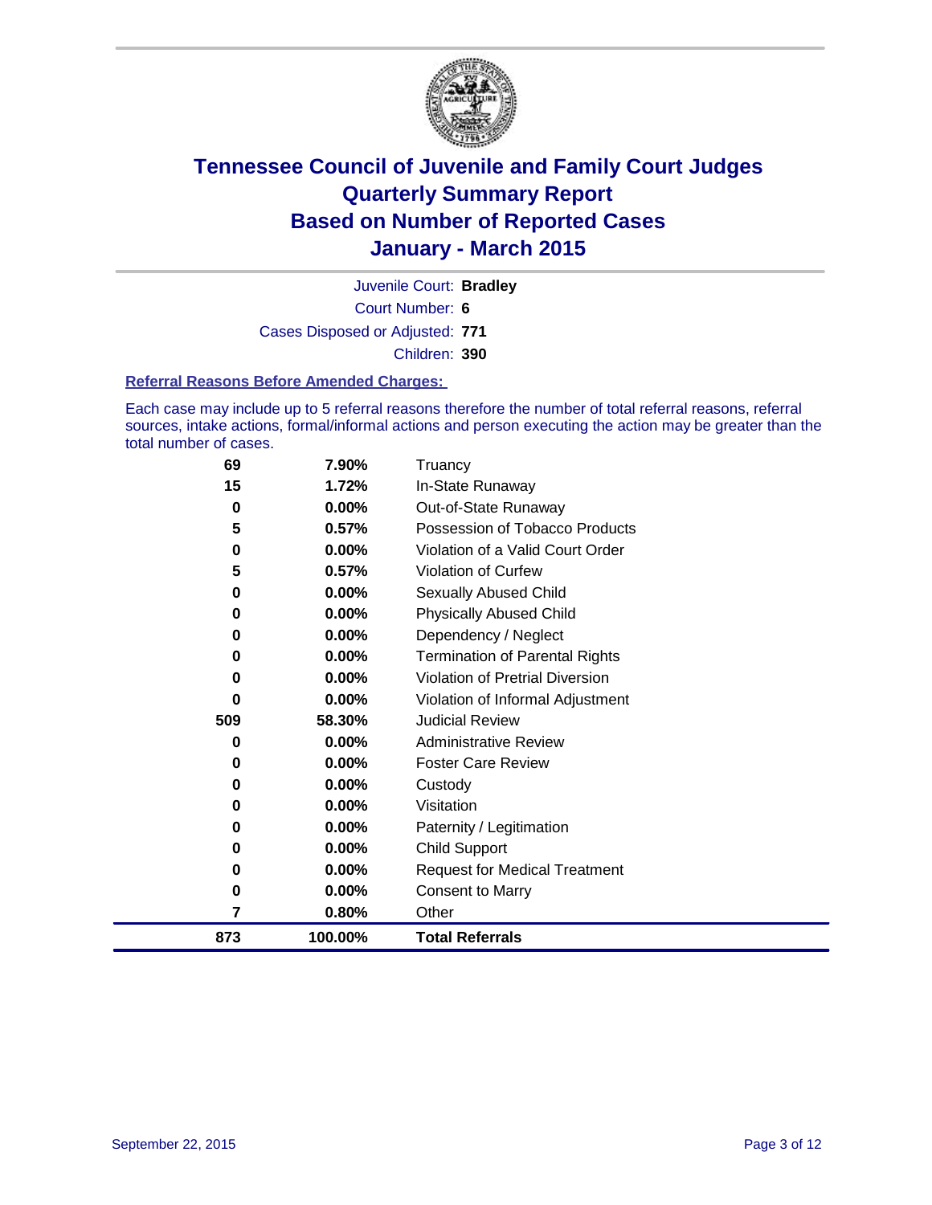# Tennessee Council of Juvenile and Family Court Judges
## Quarterly Summary Report
## Based on Number of Reported Cases
## January - March 2015

Juvenile Court: **Bradley**

Court Number: **6**

Cases Disposed or Adjusted: **771**

Children: **390**

### Referral Reasons Before Amended Charges:

Each case may include up to 5 referral reasons therefore the number of total referral reasons, referral sources, intake actions, formal/informal actions and person executing the action may be greater than the total number of cases.

| Count | Percent | Referral Reason |
|---|---|---|
| 69 | 7.90% | Truancy |
| 15 | 1.72% | In-State Runaway |
| 0 | 0.00% | Out-of-State Runaway |
| 5 | 0.57% | Possession of Tobacco Products |
| 0 | 0.00% | Violation of a Valid Court Order |
| 5 | 0.57% | Violation of Curfew |
| 0 | 0.00% | Sexually Abused Child |
| 0 | 0.00% | Physically Abused Child |
| 0 | 0.00% | Dependency / Neglect |
| 0 | 0.00% | Termination of Parental Rights |
| 0 | 0.00% | Violation of Pretrial Diversion |
| 0 | 0.00% | Violation of Informal Adjustment |
| 509 | 58.30% | Judicial Review |
| 0 | 0.00% | Administrative Review |
| 0 | 0.00% | Foster Care Review |
| 0 | 0.00% | Custody |
| 0 | 0.00% | Visitation |
| 0 | 0.00% | Paternity / Legitimation |
| 0 | 0.00% | Child Support |
| 0 | 0.00% | Request for Medical Treatment |
| 0 | 0.00% | Consent to Marry |
| 7 | 0.80% | Other |
| **873** | **100.00%** | **Total Referrals** |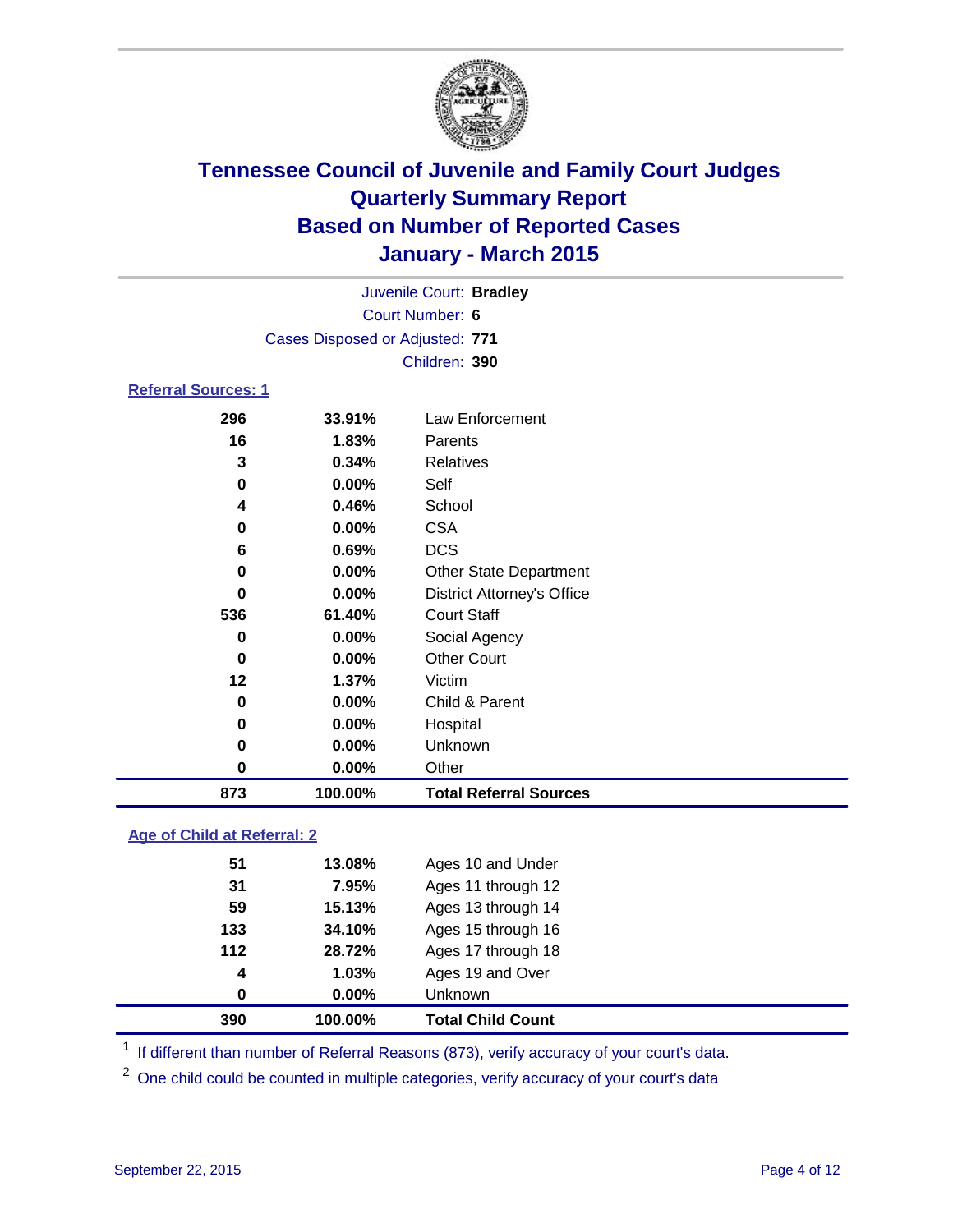# Tennessee Council of Juvenile and Family Court Judges
# Quarterly Summary Report
# Based on Number of Reported Cases
# January - March 2015

Juvenile Court: **Bradley**

Court Number: **6**

Cases Disposed or Adjusted: **771**

Children: **390**

## Referral Sources: 1

| | | |
|---|---|---|
| 296 | 33.91% | Law Enforcement |
| 16 | 1.83% | Parents |
| 3 | 0.34% | Relatives |
| 0 | 0.00% | Self |
| 4 | 0.46% | School |
| 0 | 0.00% | CSA |
| 6 | 0.69% | DCS |
| 0 | 0.00% | Other State Department |
| 0 | 0.00% | District Attorney's Office |
| 536 | 61.40% | Court Staff |
| 0 | 0.00% | Social Agency |
| 0 | 0.00% | Other Court |
| 12 | 1.37% | Victim |
| 0 | 0.00% | Child & Parent |
| 0 | 0.00% | Hospital |
| 0 | 0.00% | Unknown |
| 0 | 0.00% | Other |
| **873** | **100.00%** | **Total Referral Sources** |

## Age of Child at Referral: 2

| | | |
|---|---|---|
| 51 | 13.08% | Ages 10 and Under |
| 31 | 7.95% | Ages 11 through 12 |
| 59 | 15.13% | Ages 13 through 14 |
| 133 | 34.10% | Ages 15 through 16 |
| 112 | 28.72% | Ages 17 through 18 |
| 4 | 1.03% | Ages 19 and Over |
| 0 | 0.00% | Unknown |
| **390** | **100.00%** | **Total Child Count** |

[1] If different than number of Referral Reasons (873), verify accuracy of your court's data.

[2] One child could be counted in multiple categories, verify accuracy of your court's data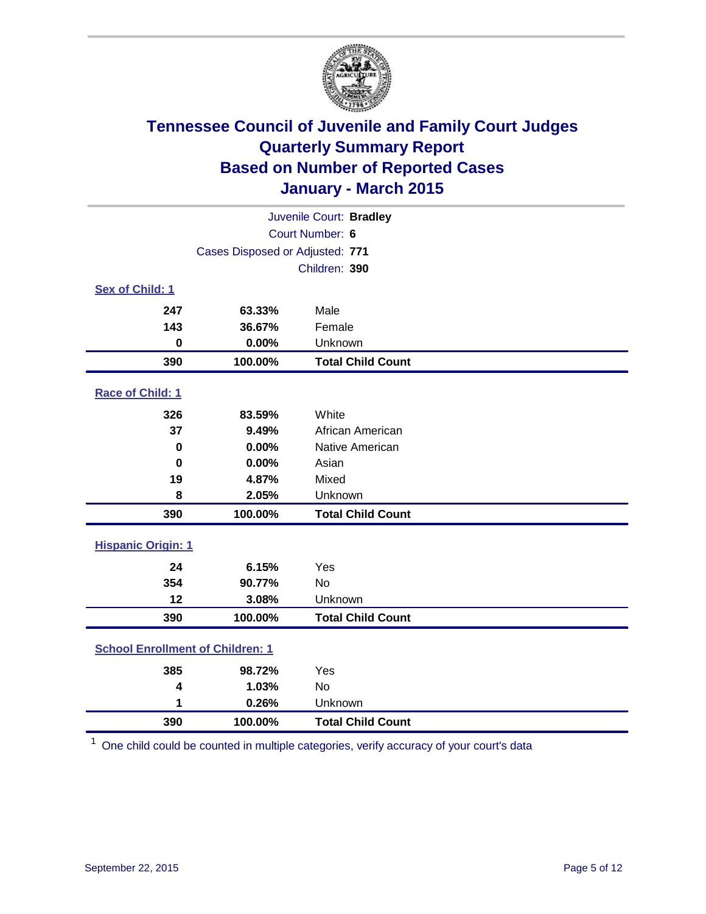# Tennessee Council of Juvenile and Family Court Judges
# Quarterly Summary Report
# Based on Number of Reported Cases
# January - March 2015

Juvenile Court: **Bradley**
Court Number: **6**
Cases Disposed or Adjusted: **771**
Children: **390**

## Sex of Child: 1

| Count | Percent | Category |
|---|---|---|
| 247 | 63.33% | Male |
| 143 | 36.67% | Female |
| 0 | 0.00% | Unknown |
| **390** | **100.00%** | **Total Child Count** |

## Race of Child: 1

| Count | Percent | Category |
|---|---|---|
| 326 | 83.59% | White |
| 37 | 9.49% | African American |
| 0 | 0.00% | Native American |
| 0 | 0.00% | Asian |
| 19 | 4.87% | Mixed |
| 8 | 2.05% | Unknown |
| **390** | **100.00%** | **Total Child Count** |

## Hispanic Origin: 1

| Count | Percent | Category |
|---|---|---|
| 24 | 6.15% | Yes |
| 354 | 90.77% | No |
| 12 | 3.08% | Unknown |
| **390** | **100.00%** | **Total Child Count** |

## School Enrollment of Children: 1

| Count | Percent | Category |
|---|---|---|
| 385 | 98.72% | Yes |
| 4 | 1.03% | No |
| 1 | 0.26% | Unknown |
| **390** | **100.00%** | **Total Child Count** |

[1] One child could be counted in multiple categories, verify accuracy of your court's data

September 22, 2015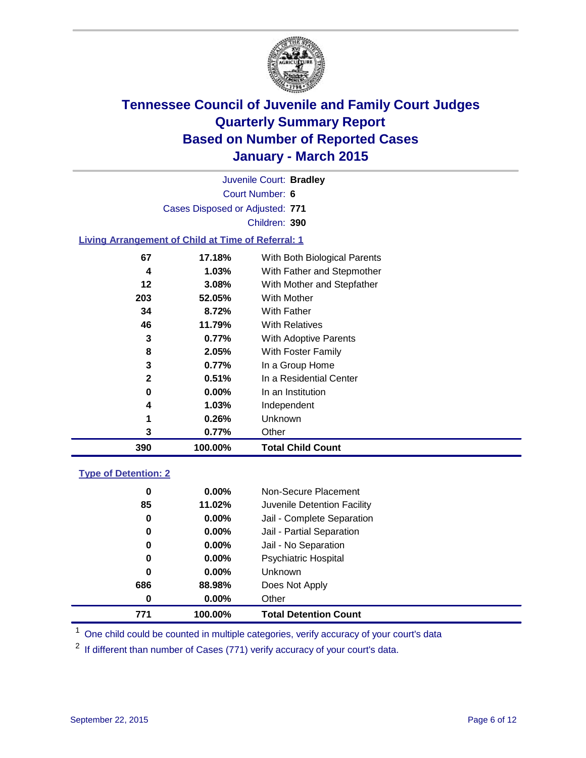# Tennessee Council of Juvenile and Family Court Judges
# Quarterly Summary Report
# Based on Number of Reported Cases
# January - March 2015

Juvenile Court: **Bradley**

Court Number: **6**

Cases Disposed or Adjusted: **771**

Children: **390**

### Living Arrangement of Child at Time of Referral: 1

| Count | Percent | Living Arrangement |
|---|---|---|
| 67 | 17.18% | With Both Biological Parents |
| 4 | 1.03% | With Father and Stepmother |
| 12 | 3.08% | With Mother and Stepfather |
| 203 | 52.05% | With Mother |
| 34 | 8.72% | With Father |
| 46 | 11.79% | With Relatives |
| 3 | 0.77% | With Adoptive Parents |
| 8 | 2.05% | With Foster Family |
| 3 | 0.77% | In a Group Home |
| 2 | 0.51% | In a Residential Center |
| 0 | 0.00% | In an Institution |
| 4 | 1.03% | Independent |
| 1 | 0.26% | Unknown |
| 3 | 0.77% | Other |
| **390** | **100.00%** | **Total Child Count** |

### Type of Detention: 2

| Count | Percent | Type of Detention |
|---|---|---|
| 0 | 0.00% | Non-Secure Placement |
| 85 | 11.02% | Juvenile Detention Facility |
| 0 | 0.00% | Jail - Complete Separation |
| 0 | 0.00% | Jail - Partial Separation |
| 0 | 0.00% | Jail - No Separation |
| 0 | 0.00% | Psychiatric Hospital |
| 0 | 0.00% | Unknown |
| 686 | 88.98% | Does Not Apply |
| 0 | 0.00% | Other |
| **771** | **100.00%** | **Total Detention Count** |

[1] One child could be counted in multiple categories, verify accuracy of your court's data

[2] If different than number of Cases (771) verify accuracy of your court's data.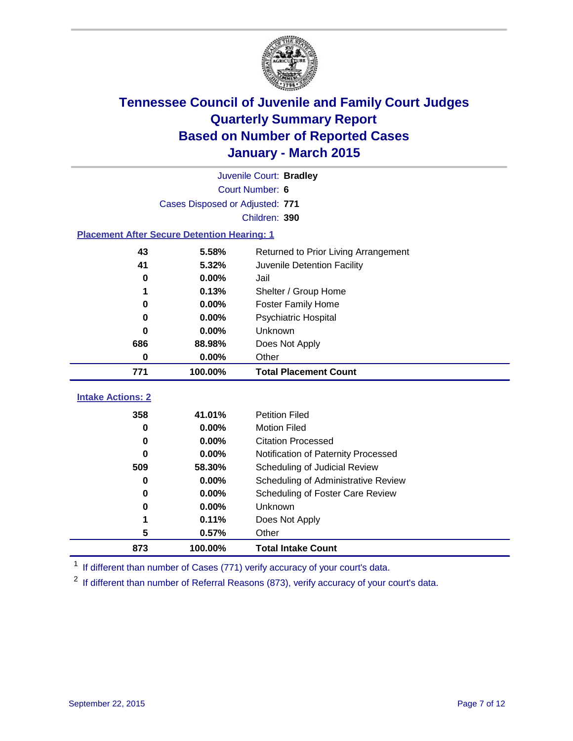# Tennessee Council of Juvenile and Family Court Judges
## Quarterly Summary Report
## Based on Number of Reported Cases
## January - March 2015

Juvenile Court: **Bradley**

Court Number: **6**

Cases Disposed or Adjusted: **771**

Children: **390**

### Placement After Secure Detention Hearing: 1

| Count | Percent | Placement |
|---|---|---|
| 43 | 5.58% | Returned to Prior Living Arrangement |
| 41 | 5.32% | Juvenile Detention Facility |
| 0 | 0.00% | Jail |
| 1 | 0.13% | Shelter / Group Home |
| 0 | 0.00% | Foster Family Home |
| 0 | 0.00% | Psychiatric Hospital |
| 0 | 0.00% | Unknown |
| 686 | 88.98% | Does Not Apply |
| 0 | 0.00% | Other |
| **771** | **100.00%** | **Total Placement Count** |

### Intake Actions: 2

| Count | Percent | Intake Action |
|---|---|---|
| 358 | 41.01% | Petition Filed |
| 0 | 0.00% | Motion Filed |
| 0 | 0.00% | Citation Processed |
| 0 | 0.00% | Notification of Paternity Processed |
| 509 | 58.30% | Scheduling of Judicial Review |
| 0 | 0.00% | Scheduling of Administrative Review |
| 0 | 0.00% | Scheduling of Foster Care Review |
| 0 | 0.00% | Unknown |
| 1 | 0.11% | Does Not Apply |
| 5 | 0.57% | Other |
| **873** | **100.00%** | **Total Intake Count** |

[1] If different than number of Cases (771) verify accuracy of your court's data.

[2] If different than number of Referral Reasons (873), verify accuracy of your court's data.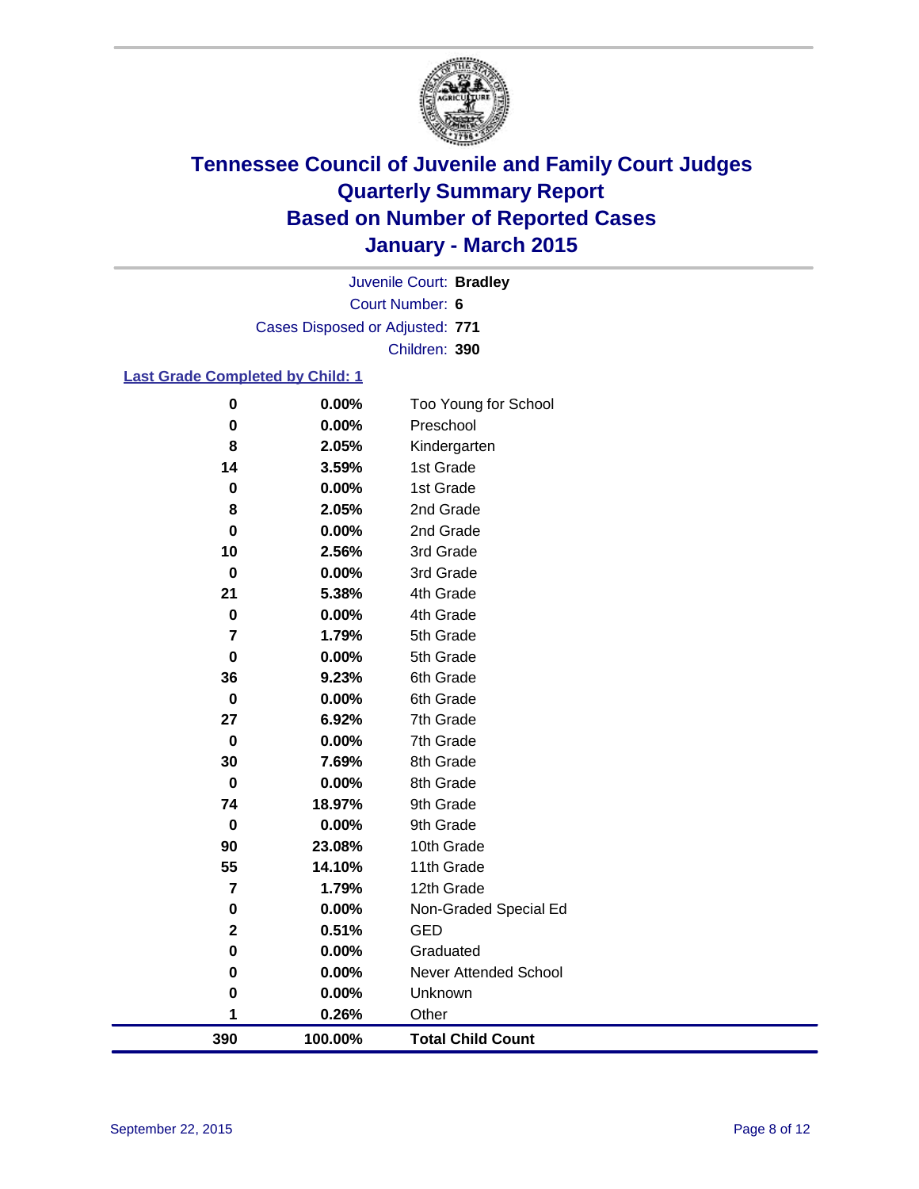# Tennessee Council of Juvenile and Family Court Judges
## Quarterly Summary Report
## Based on Number of Reported Cases
## January - March 2015

Juvenile Court: **Bradley**

Court Number: **6**

Cases Disposed or Adjusted: **771**

Children: **390**

### Last Grade Completed by Child: 1

| Count | Percent | Grade |
|---|---|---|
| 0 | 0.00% | Too Young for School |
| 0 | 0.00% | Preschool |
| 8 | 2.05% | Kindergarten |
| 14 | 3.59% | 1st Grade |
| 0 | 0.00% | 1st Grade |
| 8 | 2.05% | 2nd Grade |
| 0 | 0.00% | 2nd Grade |
| 10 | 2.56% | 3rd Grade |
| 0 | 0.00% | 3rd Grade |
| 21 | 5.38% | 4th Grade |
| 0 | 0.00% | 4th Grade |
| 7 | 1.79% | 5th Grade |
| 0 | 0.00% | 5th Grade |
| 36 | 9.23% | 6th Grade |
| 0 | 0.00% | 6th Grade |
| 27 | 6.92% | 7th Grade |
| 0 | 0.00% | 7th Grade |
| 30 | 7.69% | 8th Grade |
| 0 | 0.00% | 8th Grade |
| 74 | 18.97% | 9th Grade |
| 0 | 0.00% | 9th Grade |
| 90 | 23.08% | 10th Grade |
| 55 | 14.10% | 11th Grade |
| 7 | 1.79% | 12th Grade |
| 0 | 0.00% | Non-Graded Special Ed |
| 2 | 0.51% | GED |
| 0 | 0.00% | Graduated |
| 0 | 0.00% | Never Attended School |
| 0 | 0.00% | Unknown |
| 1 | 0.26% | Other |
| **390** | **100.00%** | **Total Child Count** |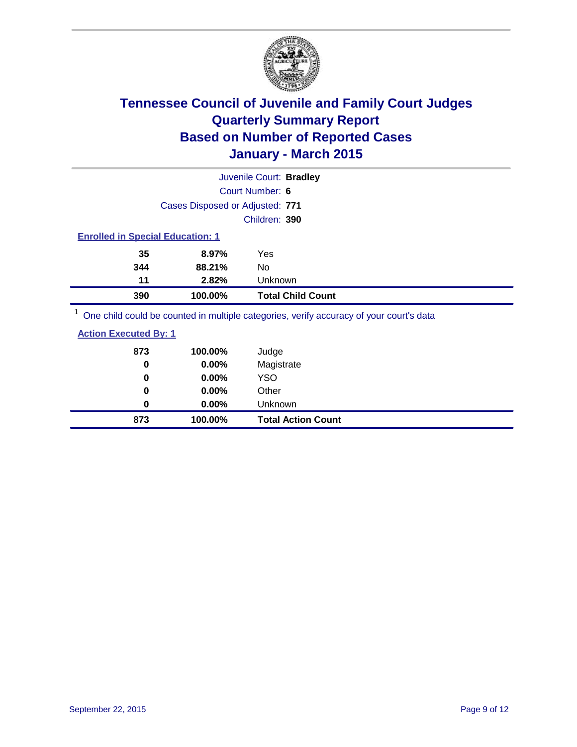# Tennessee Council of Juvenile and Family Court Judges
## Quarterly Summary Report
## Based on Number of Reported Cases
## January - March 2015

Juvenile Court: **Bradley**

Court Number: **6**

Cases Disposed or Adjusted: **771**

Children: **390**

### Enrolled in Special Education: 1

| Count | Percent | Category |
|---|---|---|
| 35 | 8.97% | Yes |
| 344 | 88.21% | No |
| 11 | 2.82% | Unknown |
| **390** | **100.00%** | **Total Child Count** |

[1] One child could be counted in multiple categories, verify accuracy of your court's data

### Action Executed By: 1

| Count | Percent | Category |
|---|---|---|
| 873 | 100.00% | Judge |
| 0 | 0.00% | Magistrate |
| 0 | 0.00% | YSO |
| 0 | 0.00% | Other |
| 0 | 0.00% | Unknown |
| **873** | **100.00%** | **Total Action Count** |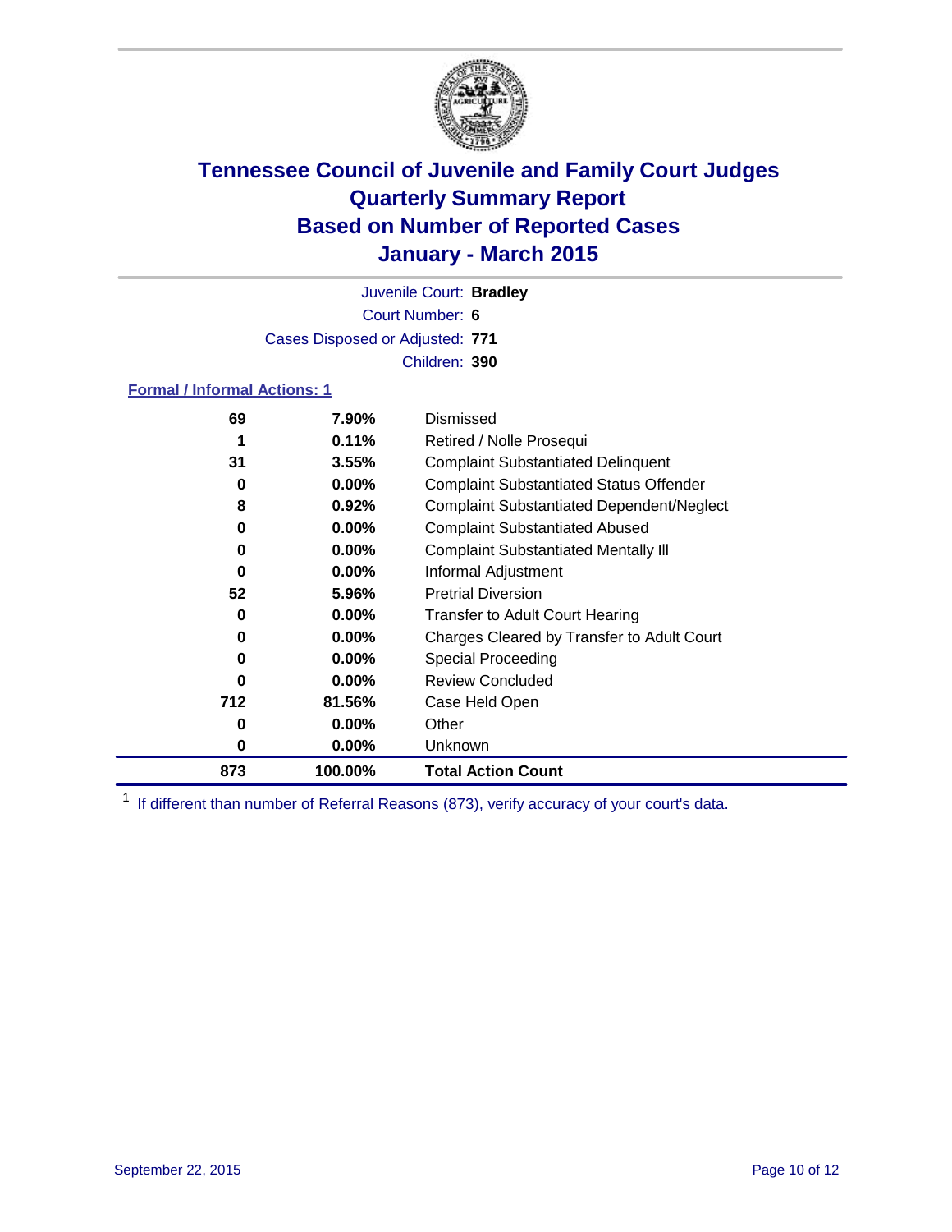# Tennessee Council of Juvenile and Family Court Judges
## Quarterly Summary Report
## Based on Number of Reported Cases
## January - March 2015

Juvenile Court: **Bradley**
Court Number: **6**
Cases Disposed or Adjusted: **771**
Children: **390**

### Formal / Informal Actions: 1

| Count | Percent | Action |
|---|---|---|
| 69 | 7.90% | Dismissed |
| 1 | 0.11% | Retired / Nolle Prosequi |
| 31 | 3.55% | Complaint Substantiated Delinquent |
| 0 | 0.00% | Complaint Substantiated Status Offender |
| 8 | 0.92% | Complaint Substantiated Dependent/Neglect |
| 0 | 0.00% | Complaint Substantiated Abused |
| 0 | 0.00% | Complaint Substantiated Mentally Ill |
| 0 | 0.00% | Informal Adjustment |
| 52 | 5.96% | Pretrial Diversion |
| 0 | 0.00% | Transfer to Adult Court Hearing |
| 0 | 0.00% | Charges Cleared by Transfer to Adult Court |
| 0 | 0.00% | Special Proceeding |
| 0 | 0.00% | Review Concluded |
| 712 | 81.56% | Case Held Open |
| 0 | 0.00% | Other |
| 0 | 0.00% | Unknown |
| **873** | **100.00%** | **Total Action Count** |

[1] If different than number of Referral Reasons (873), verify accuracy of your court's data.

September 22, 2015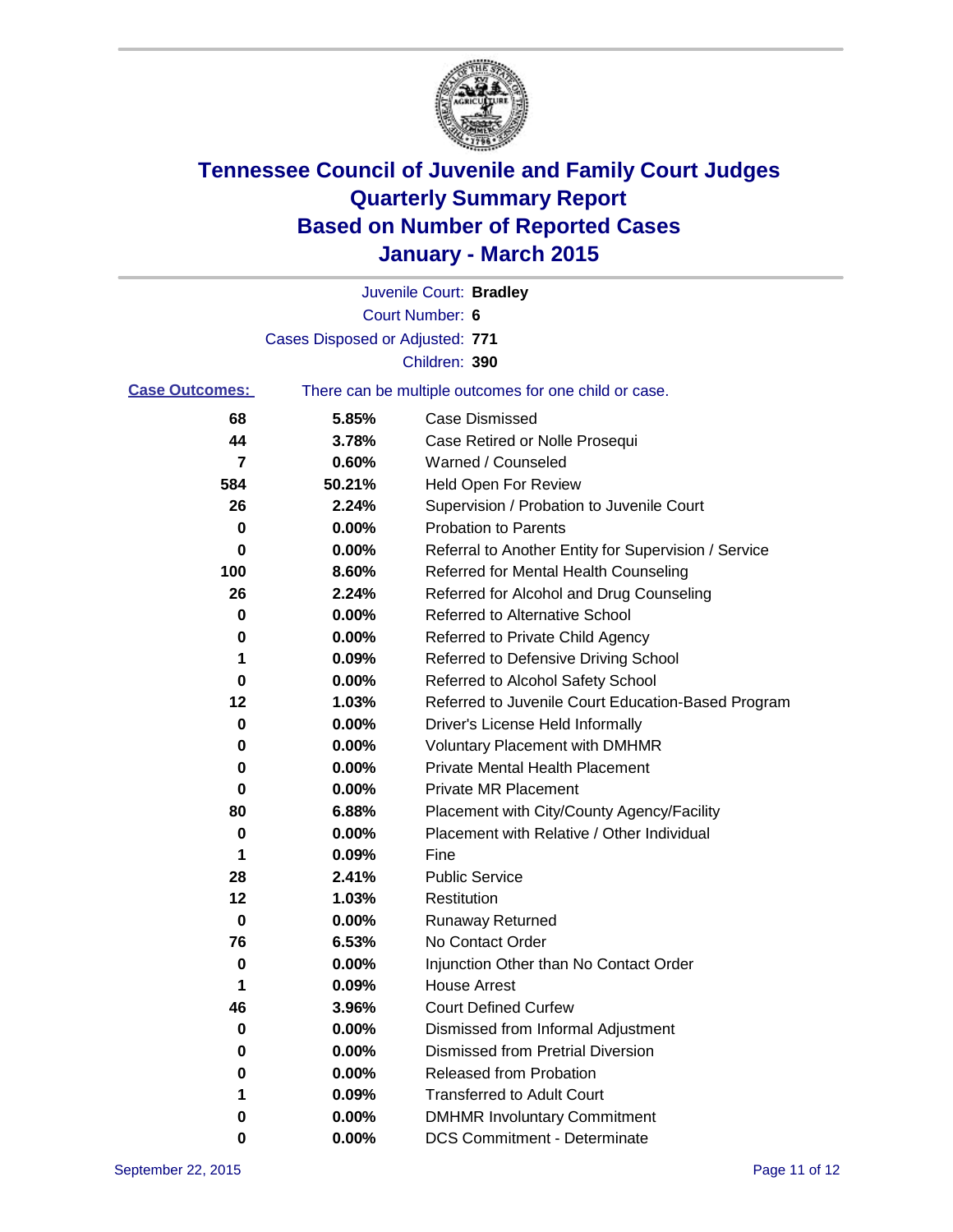# Tennessee Council of Juvenile and Family Court Judges
# Quarterly Summary Report
# Based on Number of Reported Cases
# January - March 2015

Juvenile Court: **Bradley**

Court Number: **6**

Cases Disposed or Adjusted: **771**

Children: **390**

**Case Outcomes:** There can be multiple outcomes for one child or case.

| Count | Percent | Outcome |
|---|---|---|
| 68 | 5.85% | Case Dismissed |
| 44 | 3.78% | Case Retired or Nolle Prosequi |
| 7 | 0.60% | Warned / Counseled |
| 584 | 50.21% | Held Open For Review |
| 26 | 2.24% | Supervision / Probation to Juvenile Court |
| 0 | 0.00% | Probation to Parents |
| 0 | 0.00% | Referral to Another Entity for Supervision / Service |
| 100 | 8.60% | Referred for Mental Health Counseling |
| 26 | 2.24% | Referred for Alcohol and Drug Counseling |
| 0 | 0.00% | Referred to Alternative School |
| 0 | 0.00% | Referred to Private Child Agency |
| 1 | 0.09% | Referred to Defensive Driving School |
| 0 | 0.00% | Referred to Alcohol Safety School |
| 12 | 1.03% | Referred to Juvenile Court Education-Based Program |
| 0 | 0.00% | Driver's License Held Informally |
| 0 | 0.00% | Voluntary Placement with DMHMR |
| 0 | 0.00% | Private Mental Health Placement |
| 0 | 0.00% | Private MR Placement |
| 80 | 6.88% | Placement with City/County Agency/Facility |
| 0 | 0.00% | Placement with Relative / Other Individual |
| 1 | 0.09% | Fine |
| 28 | 2.41% | Public Service |
| 12 | 1.03% | Restitution |
| 0 | 0.00% | Runaway Returned |
| 76 | 6.53% | No Contact Order |
| 0 | 0.00% | Injunction Other than No Contact Order |
| 1 | 0.09% | House Arrest |
| 46 | 3.96% | Court Defined Curfew |
| 0 | 0.00% | Dismissed from Informal Adjustment |
| 0 | 0.00% | Dismissed from Pretrial Diversion |
| 0 | 0.00% | Released from Probation |
| 1 | 0.09% | Transferred to Adult Court |
| 0 | 0.00% | DMHMR Involuntary Commitment |
| 0 | 0.00% | DCS Commitment - Determinate |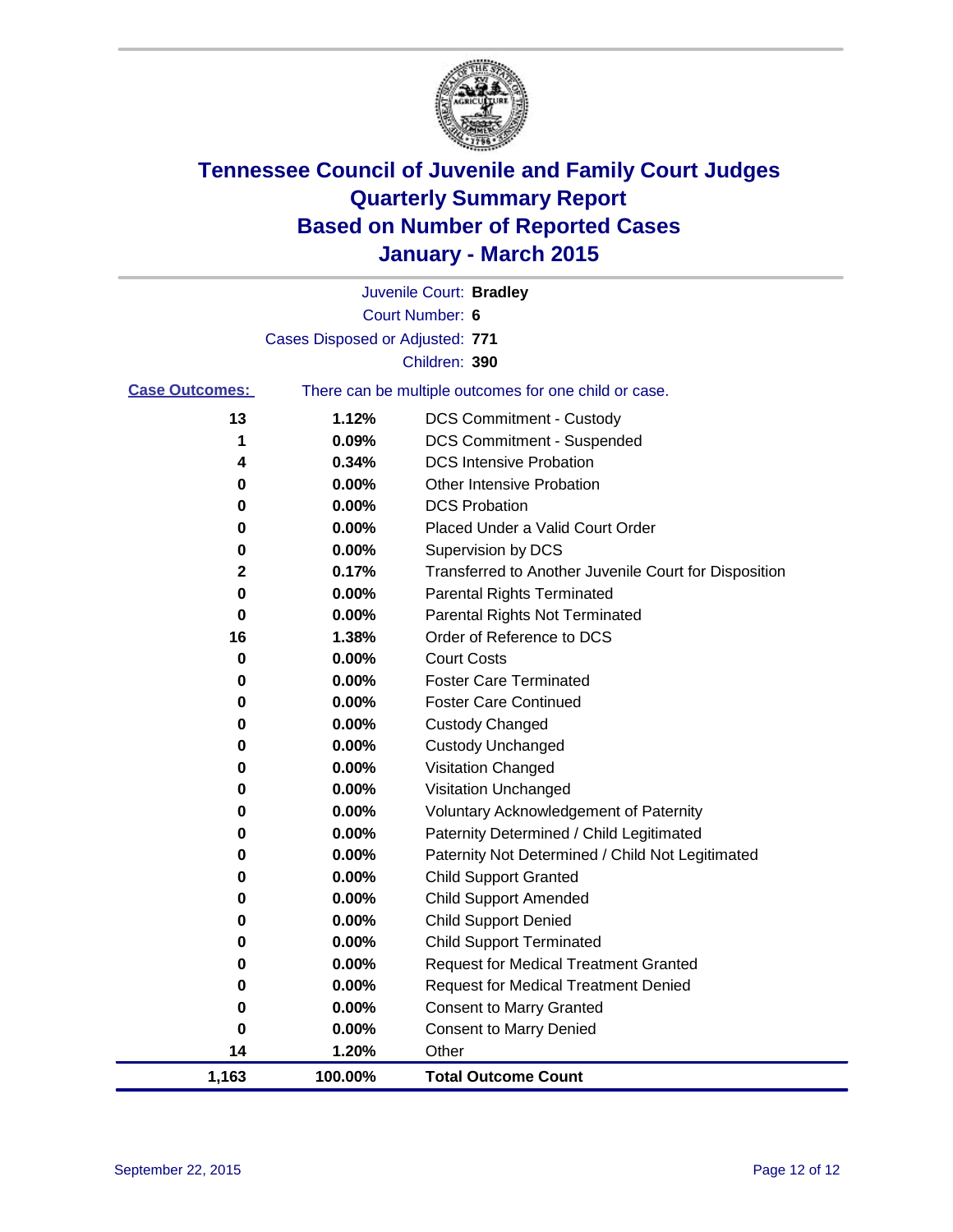# Tennessee Council of Juvenile and Family Court Judges
# Quarterly Summary Report
# Based on Number of Reported Cases
# January - March 2015

Juvenile Court: **Bradley**
Court Number: **6**
Cases Disposed or Adjusted: **771**
Children: **390**

**Case Outcomes:** There can be multiple outcomes for one child or case.

| | | |
|---|---|---|
| 13 | 1.12% | DCS Commitment - Custody |
| 1 | 0.09% | DCS Commitment - Suspended |
| 4 | 0.34% | DCS Intensive Probation |
| 0 | 0.00% | Other Intensive Probation |
| 0 | 0.00% | DCS Probation |
| 0 | 0.00% | Placed Under a Valid Court Order |
| 0 | 0.00% | Supervision by DCS |
| 2 | 0.17% | Transferred to Another Juvenile Court for Disposition |
| 0 | 0.00% | Parental Rights Terminated |
| 0 | 0.00% | Parental Rights Not Terminated |
| 16 | 1.38% | Order of Reference to DCS |
| 0 | 0.00% | Court Costs |
| 0 | 0.00% | Foster Care Terminated |
| 0 | 0.00% | Foster Care Continued |
| 0 | 0.00% | Custody Changed |
| 0 | 0.00% | Custody Unchanged |
| 0 | 0.00% | Visitation Changed |
| 0 | 0.00% | Visitation Unchanged |
| 0 | 0.00% | Voluntary Acknowledgement of Paternity |
| 0 | 0.00% | Paternity Determined / Child Legitimated |
| 0 | 0.00% | Paternity Not Determined / Child Not Legitimated |
| 0 | 0.00% | Child Support Granted |
| 0 | 0.00% | Child Support Amended |
| 0 | 0.00% | Child Support Denied |
| 0 | 0.00% | Child Support Terminated |
| 0 | 0.00% | Request for Medical Treatment Granted |
| 0 | 0.00% | Request for Medical Treatment Denied |
| 0 | 0.00% | Consent to Marry Granted |
| 0 | 0.00% | Consent to Marry Denied |
| 14 | 1.20% | Other |
| **1,163** | **100.00%** | **Total Outcome Count** |

September 22, 2015